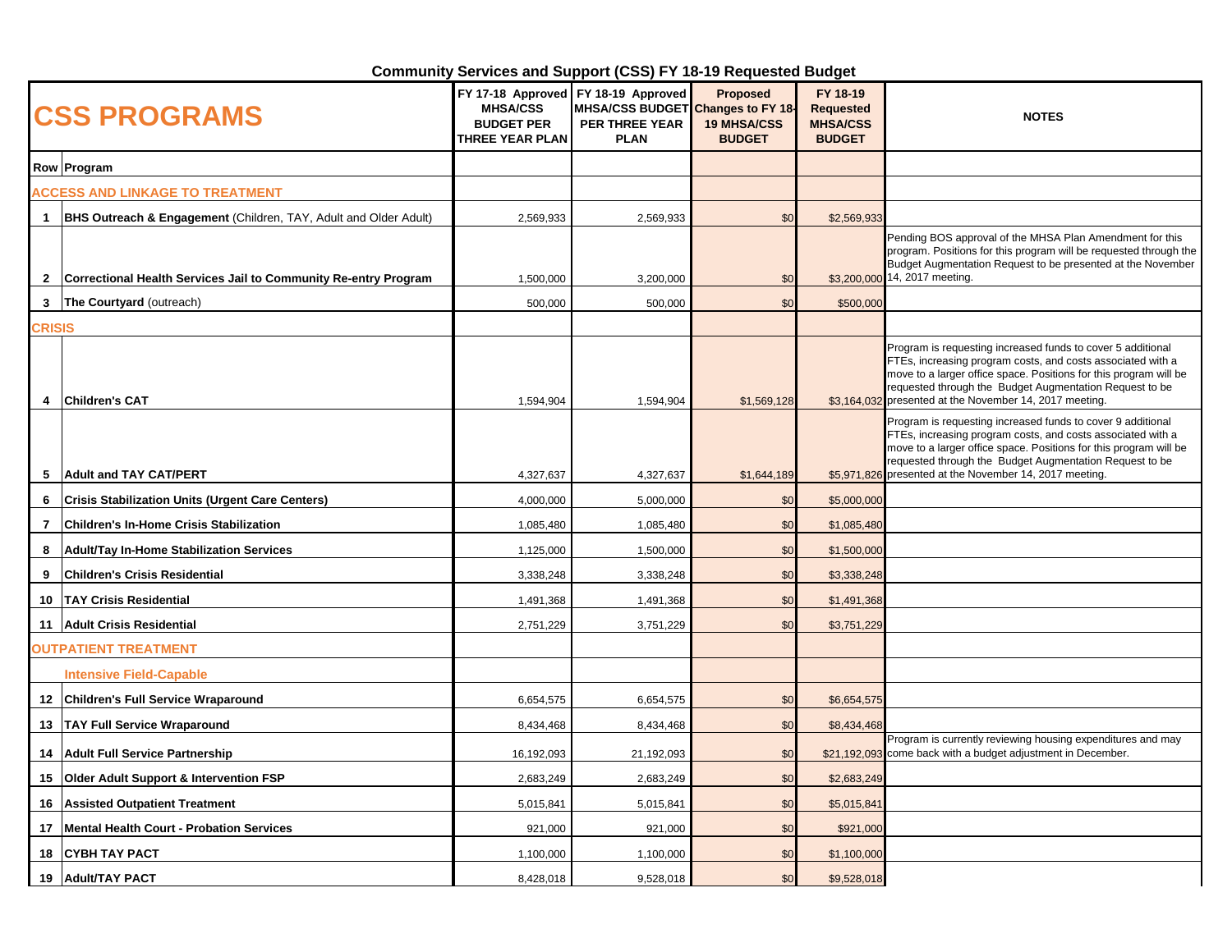# Community Services and Support (CSS) FY 18-19 Requested Budget

| Row | CSS PROGRAMS | FY 17-18 Approved MHSA/CSS BUDGET PER THREE YEAR PLAN | FY 18-19 Approved MHSA/CSS BUDGET PER THREE YEAR PLAN | Proposed Changes to FY 18-19 MHSA/CSS BUDGET | FY 18-19 Requested MHSA/CSS BUDGET | NOTES |
|---|---|---|---|---|---|---|
| Row | Program | | | | | |
| | **ACCESS AND LINKAGE TO TREATMENT** | | | | | |
| 1 | **BHS Outreach & Engagement** (Children, TAY, Adult and Older Adult) | 2,569,933 | 2,569,933 | $0 | $2,569,933 | |
| 2 | **Correctional Health Services Jail to Community Re-entry Program** | 1,500,000 | 3,200,000 | $0 | $3,200,000 | Pending BOS approval of the MHSA Plan Amendment for this program. Positions for this program will be requested through the Budget Augmentation Request to be presented at the November 14, 2017 meeting. |
| 3 | **The Courtyard** (outreach) | 500,000 | 500,000 | $0 | $500,000 | |
| | **CRISIS** | | | | | |
| 4 | **Children's CAT** | 1,594,904 | 1,594,904 | $1,569,128 | $3,164,032 | Program is requesting increased funds to cover 5 additional FTEs, increasing program costs, and costs associated with a move to a larger office space. Positions for this program will be requested through the Budget Augmentation Request to be presented at the November 14, 2017 meeting. |
| 5 | **Adult and TAY CAT/PERT** | 4,327,637 | 4,327,637 | $1,644,189 | $5,971,826 | Program is requesting increased funds to cover 9 additional FTEs, increasing program costs, and costs associated with a move to a larger office space. Positions for this program will be requested through the Budget Augmentation Request to be presented at the November 14, 2017 meeting. |
| 6 | **Crisis Stabilization Units (Urgent Care Centers)** | 4,000,000 | 5,000,000 | $0 | $5,000,000 | |
| 7 | **Children's In-Home Crisis Stabilization** | 1,085,480 | 1,085,480 | $0 | $1,085,480 | |
| 8 | **Adult/Tay In-Home Stabilization Services** | 1,125,000 | 1,500,000 | $0 | $1,500,000 | |
| 9 | **Children's Crisis Residential** | 3,338,248 | 3,338,248 | $0 | $3,338,248 | |
| 10 | **TAY Crisis Residential** | 1,491,368 | 1,491,368 | $0 | $1,491,368 | |
| 11 | **Adult Crisis Residential** | 2,751,229 | 3,751,229 | $0 | $3,751,229 | |
| | **OUTPATIENT TREATMENT** | | | | | |
| | **Intensive Field-Capable** | | | | | |
| 12 | **Children's Full Service Wraparound** | 6,654,575 | 6,654,575 | $0 | $6,654,575 | |
| 13 | **TAY Full Service Wraparound** | 8,434,468 | 8,434,468 | $0 | $8,434,468 | |
| 14 | **Adult Full Service Partnership** | 16,192,093 | 21,192,093 | $0 | $21,192,093 | Program is currently reviewing housing expenditures and may come back with a budget adjustment in December. |
| 15 | **Older Adult Support & Intervention FSP** | 2,683,249 | 2,683,249 | $0 | $2,683,249 | |
| 16 | **Assisted Outpatient Treatment** | 5,015,841 | 5,015,841 | $0 | $5,015,841 | |
| 17 | **Mental Health Court - Probation Services** | 921,000 | 921,000 | $0 | $921,000 | |
| 18 | **CYBH TAY PACT** | 1,100,000 | 1,100,000 | $0 | $1,100,000 | |
| 19 | **Adult/TAY PACT** | 8,428,018 | 9,528,018 | $0 | $9,528,018 | |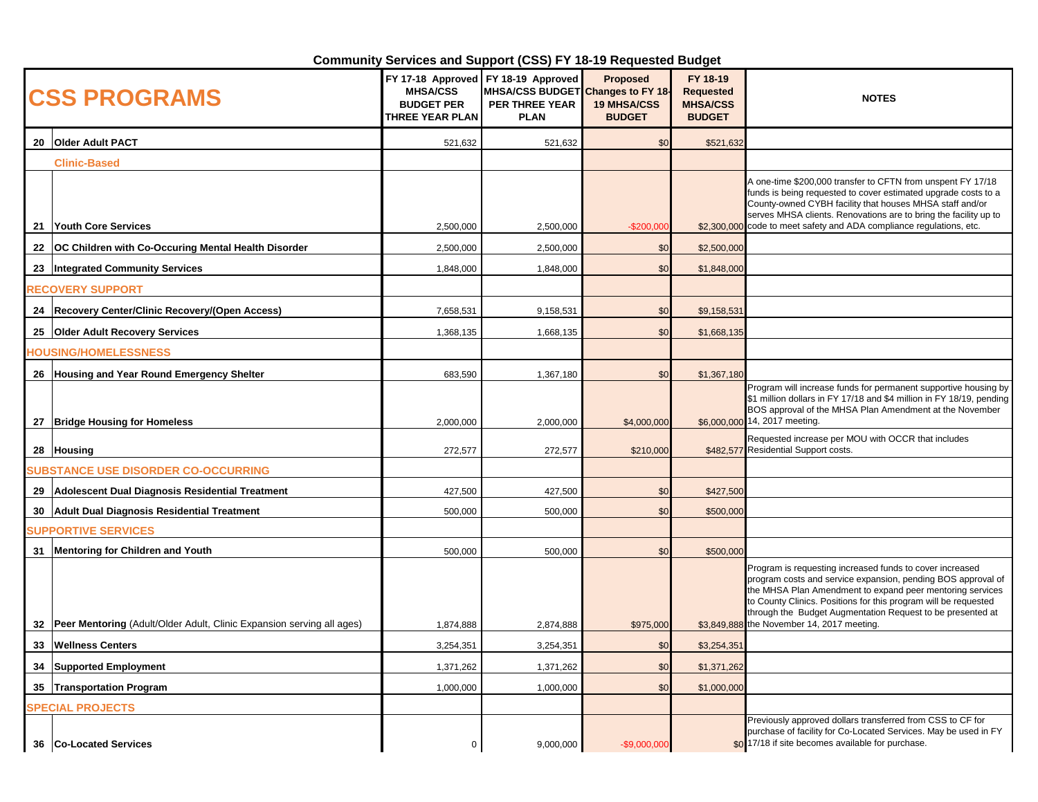**Community Services and Support (CSS) FY 18-19 Requested Budget**

| | CSS PROGRAMS | FY 17-18 Approved MHSA/CSS BUDGET PER THREE YEAR PLAN | FY 18-19 Approved MHSA/CSS BUDGET PER THREE YEAR PLAN | Proposed Changes to FY 18-19 MHSA/CSS BUDGET | FY 18-19 Requested MHSA/CSS BUDGET | NOTES |
|---|---|---|---|---|---|---|
| 20 | **Older Adult PACT** | 521,632 | 521,632 | $0 | $521,632 | |
| | **Clinic-Based** | | | | | |
| 21 | **Youth Core Services** | 2,500,000 | 2,500,000 | -$200,000 | $2,300,000 | A one-time $200,000 transfer to CFTN from unspent FY 17/18 funds is being requested to cover estimated upgrade costs to a County-owned CYBH facility that houses MHSA staff and/or serves MHSA clients. Renovations are to bring the facility up to code to meet safety and ADA compliance regulations, etc. |
| 22 | **OC Children with Co-Occuring Mental Health Disorder** | 2,500,000 | 2,500,000 | $0 | $2,500,000 | |
| 23 | **Integrated Community Services** | 1,848,000 | 1,848,000 | $0 | $1,848,000 | |
| | **RECOVERY SUPPORT** | | | | | |
| 24 | **Recovery Center/Clinic Recovery/(Open Access)** | 7,658,531 | 9,158,531 | $0 | $9,158,531 | |
| 25 | **Older Adult Recovery Services** | 1,368,135 | 1,668,135 | $0 | $1,668,135 | |
| | **HOUSING/HOMELESSNESS** | | | | | |
| 26 | **Housing and Year Round Emergency Shelter** | 683,590 | 1,367,180 | $0 | $1,367,180 | |
| 27 | **Bridge Housing for Homeless** | 2,000,000 | 2,000,000 | $4,000,000 | $6,000,000 | Program will increase funds for permanent supportive housing by $1 million dollars in FY 17/18 and $4 million in FY 18/19, pending BOS approval of the MHSA Plan Amendment at the November 14, 2017 meeting. |
| 28 | **Housing** | 272,577 | 272,577 | $210,000 | $482,577 | Requested increase per MOU with OCCR that includes Residential Support costs. |
| | **SUBSTANCE USE DISORDER CO-OCCURRING** | | | | | |
| 29 | **Adolescent Dual Diagnosis Residential Treatment** | 427,500 | 427,500 | $0 | $427,500 | |
| 30 | **Adult Dual Diagnosis Residential Treatment** | 500,000 | 500,000 | $0 | $500,000 | |
| | **SUPPORTIVE SERVICES** | | | | | |
| 31 | **Mentoring for Children and Youth** | 500,000 | 500,000 | $0 | $500,000 | |
| 32 | **Peer Mentoring** (Adult/Older Adult, Clinic Expansion serving all ages) | 1,874,888 | 2,874,888 | $975,000 | $3,849,888 | Program is requesting increased funds to cover increased program costs and service expansion, pending BOS approval of the MHSA Plan Amendment to expand peer mentoring services to County Clinics. Positions for this program will be requested through the Budget Augmentation Request to be presented at the November 14, 2017 meeting. |
| 33 | **Wellness Centers** | 3,254,351 | 3,254,351 | $0 | $3,254,351 | |
| 34 | **Supported Employment** | 1,371,262 | 1,371,262 | $0 | $1,371,262 | |
| 35 | **Transportation Program** | 1,000,000 | 1,000,000 | $0 | $1,000,000 | |
| | **SPECIAL PROJECTS** | | | | | |
| 36 | **Co-Located Services** | 0 | 9,000,000 | -$9,000,000 | $0 | Previously approved dollars transferred from CSS to CF for purchase of facility for Co-Located Services. May be used in FY 17/18 if site becomes available for purchase. |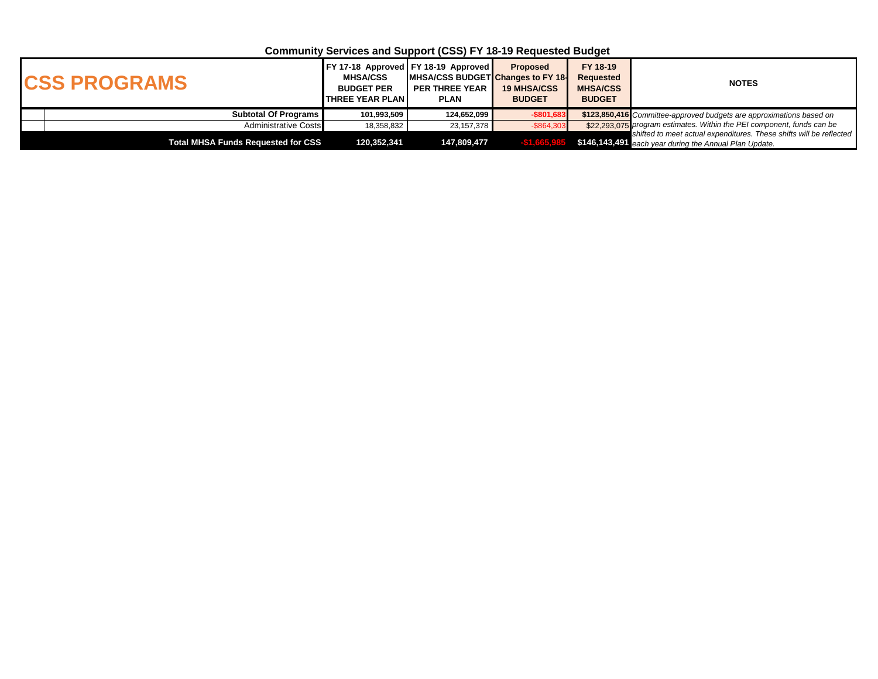## Community Services and Support (CSS) FY 18-19 Requested Budget

| CSS PROGRAMS | | FY 17-18 Approved MHSA/CSS BUDGET PER THREE YEAR PLAN | FY 18-19 Approved MHSA/CSS BUDGET PER THREE YEAR PLAN | Proposed Changes to FY 18-19 MHSA/CSS BUDGET | FY 18-19 Requested MHSA/CSS BUDGET | NOTES |
|---|---|---|---|---|---|---|
| | **Subtotal Of Programs** | **101,993,509** | **124,652,099** | **-$801,683** | **$123,850,416** | *Committee-approved budgets are approximations based on program estimates. Within the PEI component, funds can be shifted to meet actual expenditures. These shifts will be reflected each year during the Annual Plan Update.* |
| | Administrative Costs | 18,358,832 | 23,157,378 | -$864,303 | $22,293,075 | |
| **Total MHSA Funds Requested for CSS** | | **120,352,341** | **147,809,477** | **-$1,665,985** | **$146,143,491** | |